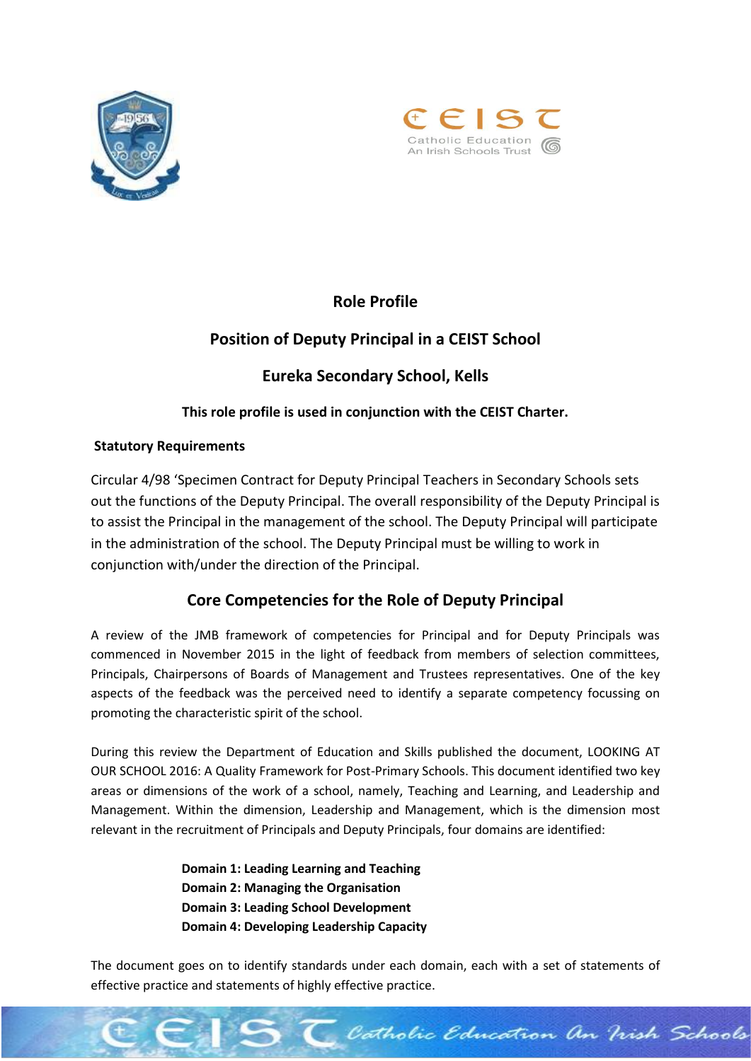# Role Profile

## Position of Deputy Principal in a CEIST School

## Eureka Secondary School, Kells

**This role profile is used in conjunction with the CEIST Charter.**

**Statutory Requirements**

Circular 4/98 'Specimen Contract for Deputy Principal Teachers in Secondary Schools sets out the functions of the Deputy Principal. The overall responsibility of the Deputy Principal is to assist the Principal in the management of the school. The Deputy Principal will participate in the administration of the school. The Deputy Principal must be willing to work in conjunction with/under the direction of the Principal.

## Core Competencies for the Role of Deputy Principal

A review of the JMB framework of competencies for Principal and for Deputy Principals was commenced in November 2015 in the light of feedback from members of selection committees, Principals, Chairpersons of Boards of Management and Trustees representatives. One of the key aspects of the feedback was the perceived need to identify a separate competency focussing on promoting the characteristic spirit of the school.

During this review the Department of Education and Skills published the document, LOOKING AT OUR SCHOOL 2016: A Quality Framework for Post-Primary Schools. This document identified two key areas or dimensions of the work of a school, namely, Teaching and Learning, and Leadership and Management. Within the dimension, Leadership and Management, which is the dimension most relevant in the recruitment of Principals and Deputy Principals, four domains are identified:

**Domain 1: Leading Learning and Teaching**
**Domain 2: Managing the Organisation**
**Domain 3: Leading School Development**
**Domain 4: Developing Leadership Capacity**

The document goes on to identify standards under each domain, each with a set of statements of effective practice and statements of highly effective practice.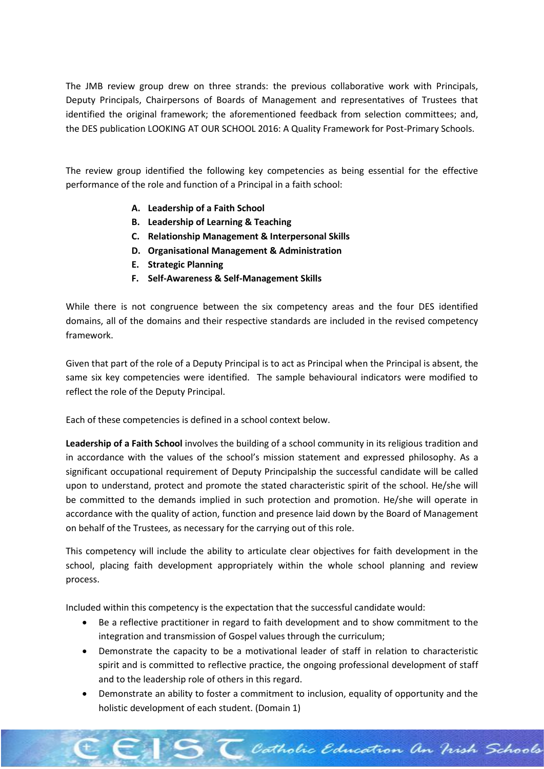The JMB review group drew on three strands: the previous collaborative work with Principals, Deputy Principals, Chairpersons of Boards of Management and representatives of Trustees that identified the original framework; the aforementioned feedback from selection committees; and, the DES publication LOOKING AT OUR SCHOOL 2016: A Quality Framework for Post-Primary Schools.

The review group identified the following key competencies as being essential for the effective performance of the role and function of a Principal in a faith school:

A. **Leadership of a Faith School**
B. **Leadership of Learning & Teaching**
C. **Relationship Management & Interpersonal Skills**
D. **Organisational Management & Administration**
E. **Strategic Planning**
F. **Self-Awareness & Self-Management Skills**

While there is not congruence between the six competency areas and the four DES identified domains, all of the domains and their respective standards are included in the revised competency framework.

Given that part of the role of a Deputy Principal is to act as Principal when the Principal is absent, the same six key competencies were identified. The sample behavioural indicators were modified to reflect the role of the Deputy Principal.

Each of these competencies is defined in a school context below.

**Leadership of a Faith School** involves the building of a school community in its religious tradition and in accordance with the values of the school's mission statement and expressed philosophy. As a significant occupational requirement of Deputy Principalship the successful candidate will be called upon to understand, protect and promote the stated characteristic spirit of the school. He/she will be committed to the demands implied in such protection and promotion. He/she will operate in accordance with the quality of action, function and presence laid down by the Board of Management on behalf of the Trustees, as necessary for the carrying out of this role.

This competency will include the ability to articulate clear objectives for faith development in the school, placing faith development appropriately within the whole school planning and review process.

Included within this competency is the expectation that the successful candidate would:

- Be a reflective practitioner in regard to faith development and to show commitment to the integration and transmission of Gospel values through the curriculum;
- Demonstrate the capacity to be a motivational leader of staff in relation to characteristic spirit and is committed to reflective practice, the ongoing professional development of staff and to the leadership role of others in this regard.
- Demonstrate an ability to foster a commitment to inclusion, equality of opportunity and the holistic development of each student. (Domain 1)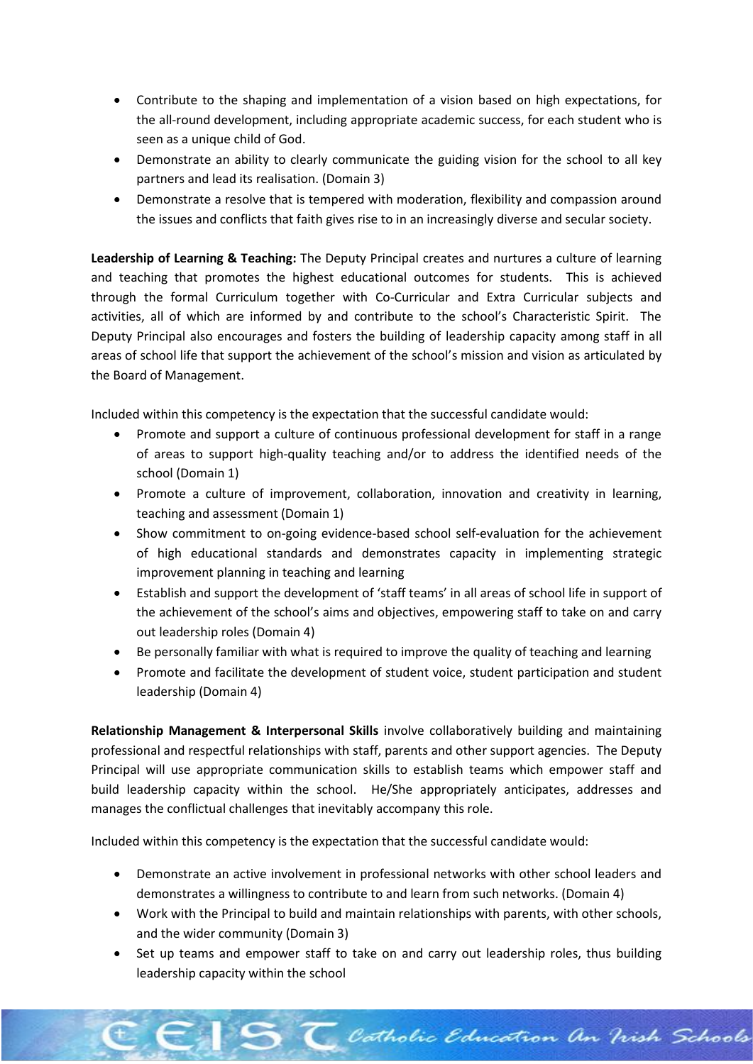- Contribute to the shaping and implementation of a vision based on high expectations, for the all-round development, including appropriate academic success, for each student who is seen as a unique child of God.
- Demonstrate an ability to clearly communicate the guiding vision for the school to all key partners and lead its realisation. (Domain 3)
- Demonstrate a resolve that is tempered with moderation, flexibility and compassion around the issues and conflicts that faith gives rise to in an increasingly diverse and secular society.

**Leadership of Learning & Teaching:** The Deputy Principal creates and nurtures a culture of learning and teaching that promotes the highest educational outcomes for students. This is achieved through the formal Curriculum together with Co-Curricular and Extra Curricular subjects and activities, all of which are informed by and contribute to the school's Characteristic Spirit. The Deputy Principal also encourages and fosters the building of leadership capacity among staff in all areas of school life that support the achievement of the school's mission and vision as articulated by the Board of Management.

Included within this competency is the expectation that the successful candidate would:

- Promote and support a culture of continuous professional development for staff in a range of areas to support high-quality teaching and/or to address the identified needs of the school (Domain 1)
- Promote a culture of improvement, collaboration, innovation and creativity in learning, teaching and assessment (Domain 1)
- Show commitment to on-going evidence-based school self-evaluation for the achievement of high educational standards and demonstrates capacity in implementing strategic improvement planning in teaching and learning
- Establish and support the development of 'staff teams' in all areas of school life in support of the achievement of the school's aims and objectives, empowering staff to take on and carry out leadership roles (Domain 4)
- Be personally familiar with what is required to improve the quality of teaching and learning
- Promote and facilitate the development of student voice, student participation and student leadership (Domain 4)

**Relationship Management & Interpersonal Skills** involve collaboratively building and maintaining professional and respectful relationships with staff, parents and other support agencies. The Deputy Principal will use appropriate communication skills to establish teams which empower staff and build leadership capacity within the school. He/She appropriately anticipates, addresses and manages the conflictual challenges that inevitably accompany this role.

Included within this competency is the expectation that the successful candidate would:

- Demonstrate an active involvement in professional networks with other school leaders and demonstrates a willingness to contribute to and learn from such networks. (Domain 4)
- Work with the Principal to build and maintain relationships with parents, with other schools, and the wider community (Domain 3)
- Set up teams and empower staff to take on and carry out leadership roles, thus building leadership capacity within the school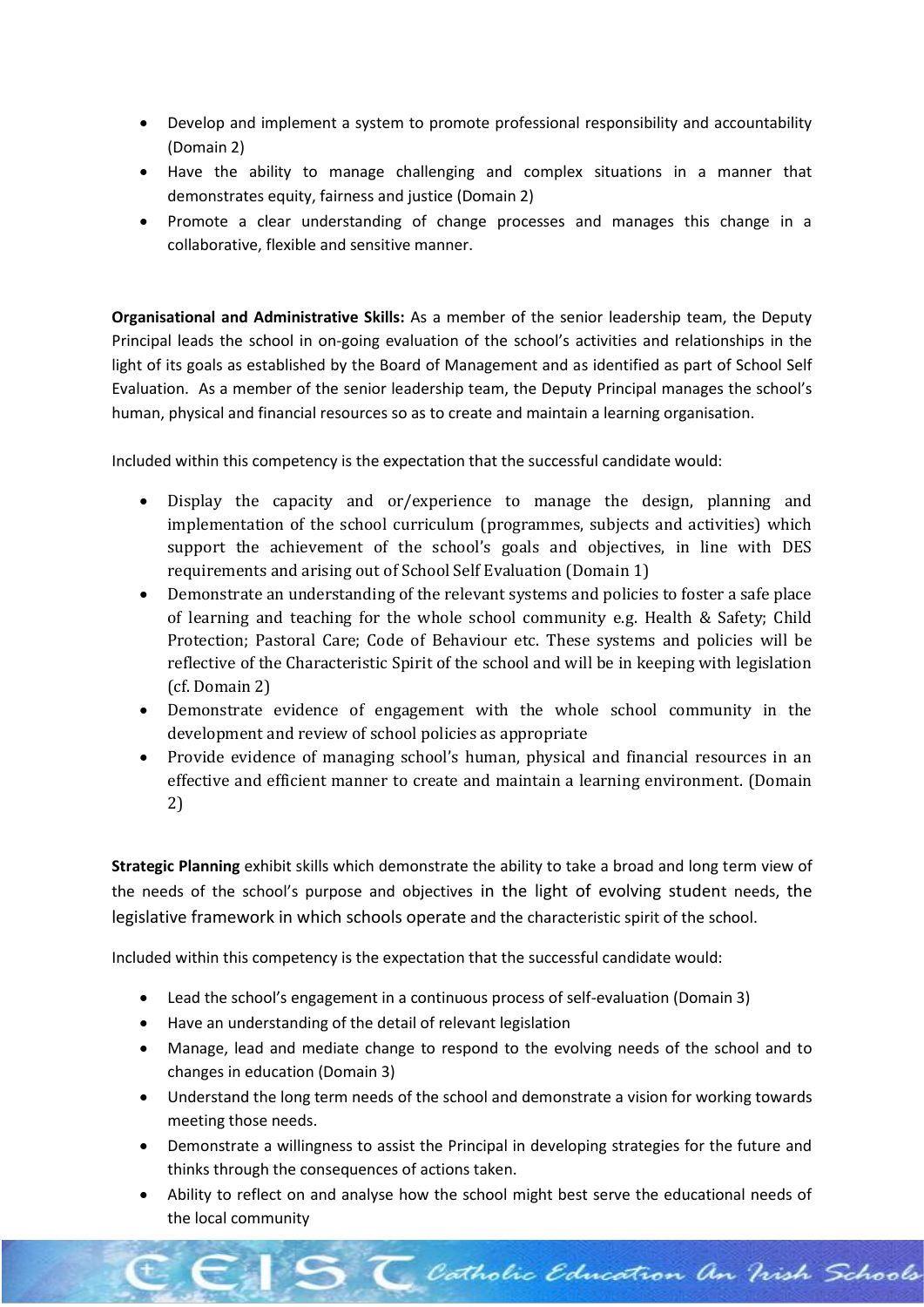- Develop and implement a system to promote professional responsibility and accountability (Domain 2)
- Have the ability to manage challenging and complex situations in a manner that demonstrates equity, fairness and justice (Domain 2)
- Promote a clear understanding of change processes and manages this change in a collaborative, flexible and sensitive manner.

**Organisational and Administrative Skills:** As a member of the senior leadership team, the Deputy Principal leads the school in on-going evaluation of the school's activities and relationships in the light of its goals as established by the Board of Management and as identified as part of School Self Evaluation. As a member of the senior leadership team, the Deputy Principal manages the school's human, physical and financial resources so as to create and maintain a learning organisation.

Included within this competency is the expectation that the successful candidate would:

- Display the capacity and or/experience to manage the design, planning and implementation of the school curriculum (programmes, subjects and activities) which support the achievement of the school's goals and objectives, in line with DES requirements and arising out of School Self Evaluation (Domain 1)
- Demonstrate an understanding of the relevant systems and policies to foster a safe place of learning and teaching for the whole school community e.g. Health & Safety; Child Protection; Pastoral Care; Code of Behaviour etc. These systems and policies will be reflective of the Characteristic Spirit of the school and will be in keeping with legislation (cf. Domain 2)
- Demonstrate evidence of engagement with the whole school community in the development and review of school policies as appropriate
- Provide evidence of managing school's human, physical and financial resources in an effective and efficient manner to create and maintain a learning environment. (Domain 2)

**Strategic Planning** exhibit skills which demonstrate the ability to take a broad and long term view of the needs of the school's purpose and objectives in the light of evolving student needs, the legislative framework in which schools operate and the characteristic spirit of the school.

Included within this competency is the expectation that the successful candidate would:

- Lead the school's engagement in a continuous process of self-evaluation (Domain 3)
- Have an understanding of the detail of relevant legislation
- Manage, lead and mediate change to respond to the evolving needs of the school and to changes in education (Domain 3)
- Understand the long term needs of the school and demonstrate a vision for working towards meeting those needs.
- Demonstrate a willingness to assist the Principal in developing strategies for the future and thinks through the consequences of actions taken.
- Ability to reflect on and analyse how the school might best serve the educational needs of the local community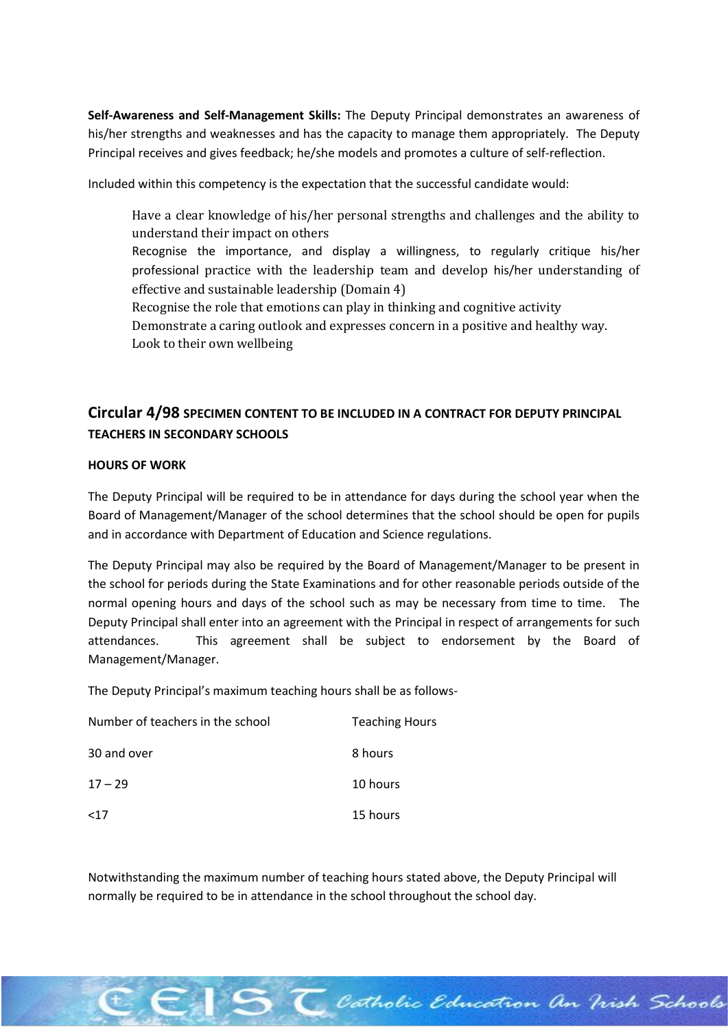**Self-Awareness and Self-Management Skills:** The Deputy Principal demonstrates an awareness of his/her strengths and weaknesses and has the capacity to manage them appropriately. The Deputy Principal receives and gives feedback; he/she models and promotes a culture of self-reflection.

Included within this competency is the expectation that the successful candidate would:

- Have a clear knowledge of his/her personal strengths and challenges and the ability to understand their impact on others
- Recognise the importance, and display a willingness, to regularly critique his/her professional practice with the leadership team and develop his/her understanding of effective and sustainable leadership (Domain 4)
- Recognise the role that emotions can play in thinking and cognitive activity
- Demonstrate a caring outlook and expresses concern in a positive and healthy way.
- Look to their own wellbeing

## Circular 4/98 SPECIMEN CONTENT TO BE INCLUDED IN A CONTRACT FOR DEPUTY PRINCIPAL TEACHERS IN SECONDARY SCHOOLS

### HOURS OF WORK

The Deputy Principal will be required to be in attendance for days during the school year when the Board of Management/Manager of the school determines that the school should be open for pupils and in accordance with Department of Education and Science regulations.

The Deputy Principal may also be required by the Board of Management/Manager to be present in the school for periods during the State Examinations and for other reasonable periods outside of the normal opening hours and days of the school such as may be necessary from time to time. The Deputy Principal shall enter into an agreement with the Principal in respect of arrangements for such attendances. This agreement shall be subject to endorsement by the Board of Management/Manager.

The Deputy Principal's maximum teaching hours shall be as follows-

| Number of teachers in the school | Teaching Hours |
|---|---|
| 30 and over | 8 hours |
| 17 – 29 | 10 hours |
| <17 | 15 hours |

Notwithstanding the maximum number of teaching hours stated above, the Deputy Principal will normally be required to be in attendance in the school throughout the school day.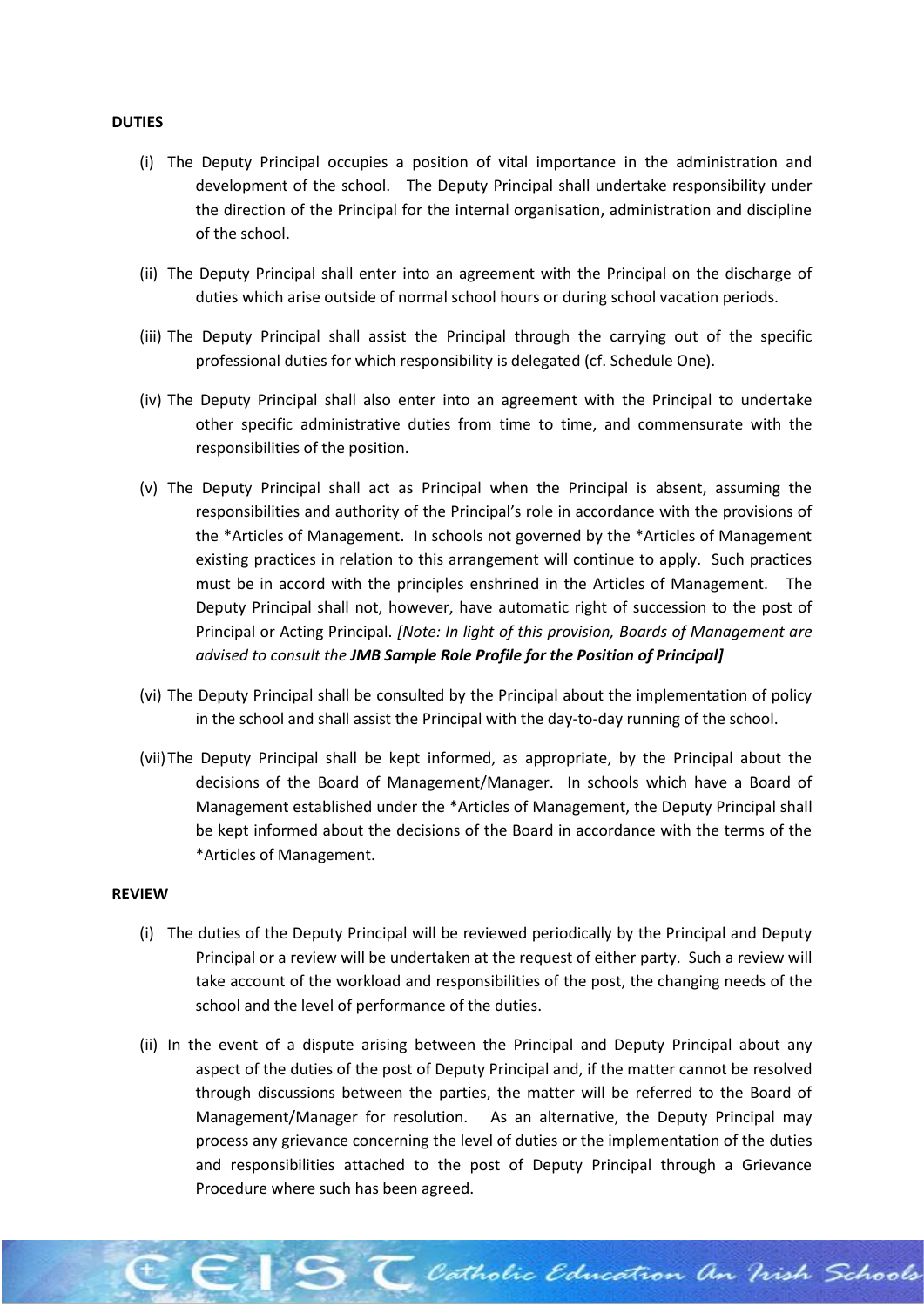**DUTIES**

(i) The Deputy Principal occupies a position of vital importance in the administration and development of the school. The Deputy Principal shall undertake responsibility under the direction of the Principal for the internal organisation, administration and discipline of the school.

(ii) The Deputy Principal shall enter into an agreement with the Principal on the discharge of duties which arise outside of normal school hours or during school vacation periods.

(iii) The Deputy Principal shall assist the Principal through the carrying out of the specific professional duties for which responsibility is delegated (cf. Schedule One).

(iv) The Deputy Principal shall also enter into an agreement with the Principal to undertake other specific administrative duties from time to time, and commensurate with the responsibilities of the position.

(v) The Deputy Principal shall act as Principal when the Principal is absent, assuming the responsibilities and authority of the Principal's role in accordance with the provisions of the *Articles of Management. In schools not governed by the *Articles of Management existing practices in relation to this arrangement will continue to apply. Such practices must be in accord with the principles enshrined in the Articles of Management. The Deputy Principal shall not, however, have automatic right of succession to the post of Principal or Acting Principal. *[Note: In light of this provision, Boards of Management are advised to consult the **JMB Sample Role Profile for the Position of Principal**]*

(vi) The Deputy Principal shall be consulted by the Principal about the implementation of policy in the school and shall assist the Principal with the day-to-day running of the school.

(vii) The Deputy Principal shall be kept informed, as appropriate, by the Principal about the decisions of the Board of Management/Manager. In schools which have a Board of Management established under the *Articles of Management, the Deputy Principal shall be kept informed about the decisions of the Board in accordance with the terms of the *Articles of Management.

**REVIEW**

(i) The duties of the Deputy Principal will be reviewed periodically by the Principal and Deputy Principal or a review will be undertaken at the request of either party. Such a review will take account of the workload and responsibilities of the post, the changing needs of the school and the level of performance of the duties.

(ii) In the event of a dispute arising between the Principal and Deputy Principal about any aspect of the duties of the post of Deputy Principal and, if the matter cannot be resolved through discussions between the parties, the matter will be referred to the Board of Management/Manager for resolution. As an alternative, the Deputy Principal may process any grievance concerning the level of duties or the implementation of the duties and responsibilities attached to the post of Deputy Principal through a Grievance Procedure where such has been agreed.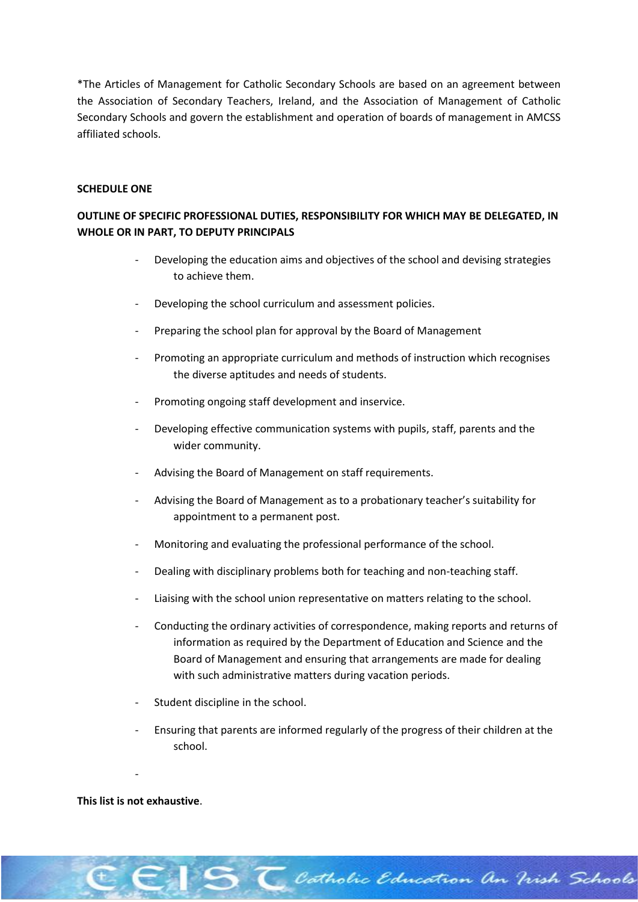*The Articles of Management for Catholic Secondary Schools are based on an agreement between the Association of Secondary Teachers, Ireland, and the Association of Management of Catholic Secondary Schools and govern the establishment and operation of boards of management in AMCSS affiliated schools.

**SCHEDULE ONE**

**OUTLINE OF SPECIFIC PROFESSIONAL DUTIES, RESPONSIBILITY FOR WHICH MAY BE DELEGATED, IN WHOLE OR IN PART, TO DEPUTY PRINCIPALS**

- Developing the education aims and objectives of the school and devising strategies to achieve them.
- Developing the school curriculum and assessment policies.
- Preparing the school plan for approval by the Board of Management
- Promoting an appropriate curriculum and methods of instruction which recognises the diverse aptitudes and needs of students.
- Promoting ongoing staff development and inservice.
- Developing effective communication systems with pupils, staff, parents and the wider community.
- Advising the Board of Management on staff requirements.
- Advising the Board of Management as to a probationary teacher's suitability for appointment to a permanent post.
- Monitoring and evaluating the professional performance of the school.
- Dealing with disciplinary problems both for teaching and non-teaching staff.
- Liaising with the school union representative on matters relating to the school.
- Conducting the ordinary activities of correspondence, making reports and returns of information as required by the Department of Education and Science and the Board of Management and ensuring that arrangements are made for dealing with such administrative matters during vacation periods.
- Student discipline in the school.
- Ensuring that parents are informed regularly of the progress of their children at the school.
-

**This list is not exhaustive**.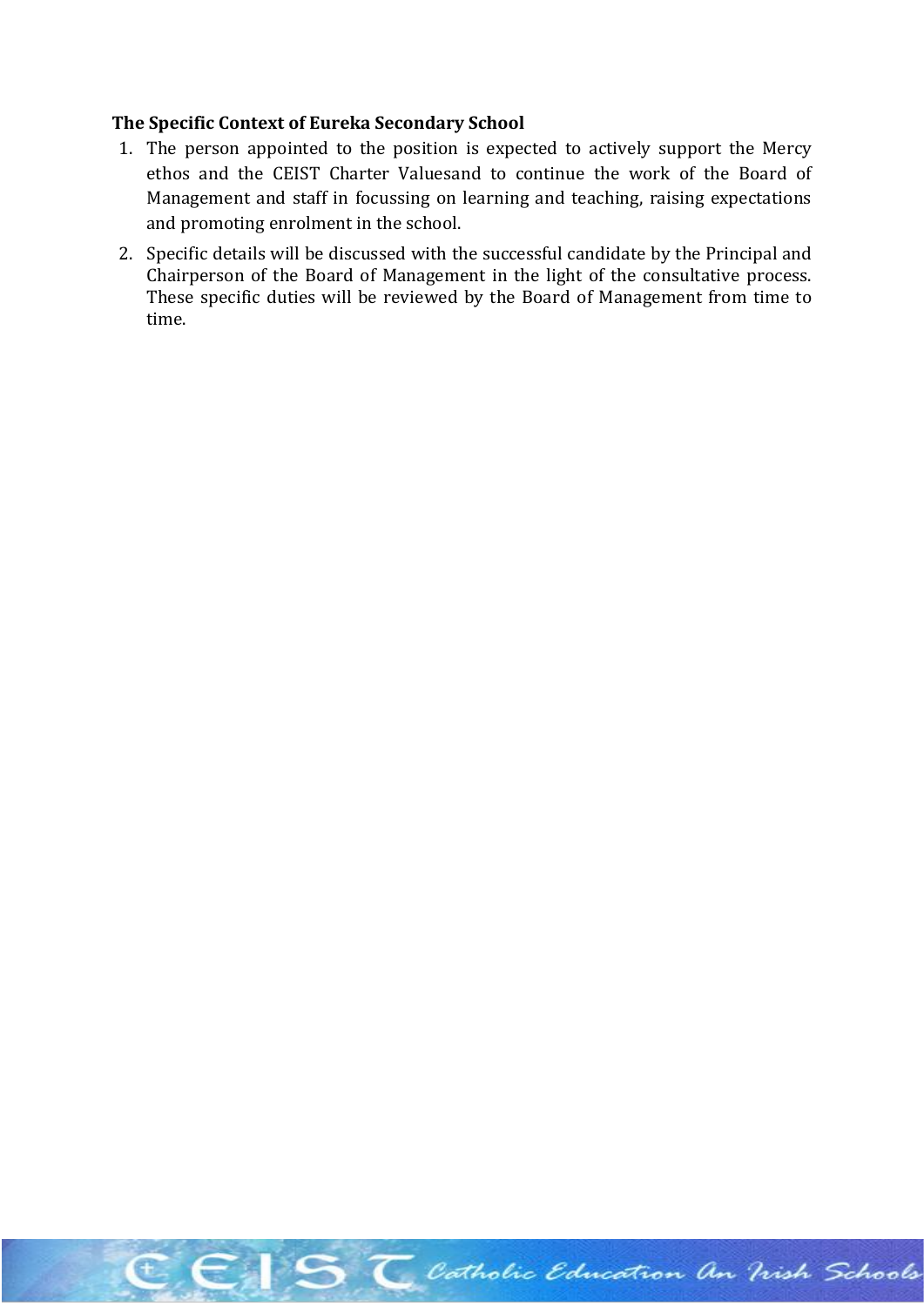**The Specific Context of Eureka Secondary School**

1. The person appointed to the position is expected to actively support the Mercy ethos and the CEIST Charter Valuesand to continue the work of the Board of Management and staff in focussing on learning and teaching, raising expectations and promoting enrolment in the school.
2. Specific details will be discussed with the successful candidate by the Principal and Chairperson of the Board of Management in the light of the consultative process. These specific duties will be reviewed by the Board of Management from time to time.